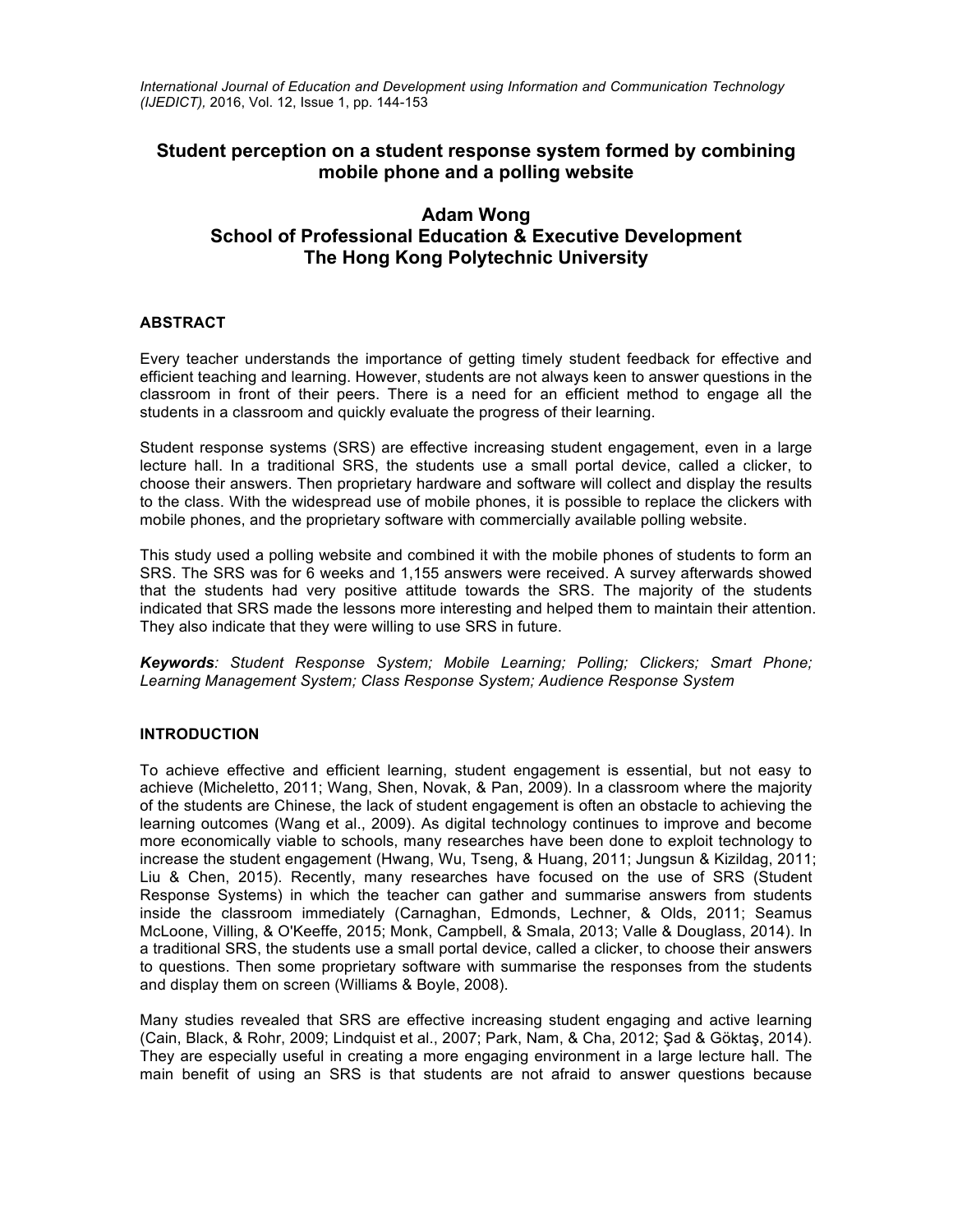# Student perception on a student response system formed by combining mobile phone and a polling website

**Adam Wong**
**School of Professional Education & Executive Development**
**The Hong Kong Polytechnic University**

## ABSTRACT

Every teacher understands the importance of getting timely student feedback for effective and efficient teaching and learning. However, students are not always keen to answer questions in the classroom in front of their peers. There is a need for an efficient method to engage all the students in a classroom and quickly evaluate the progress of their learning.

Student response systems (SRS) are effective increasing student engagement, even in a large lecture hall. In a traditional SRS, the students use a small portal device, called a clicker, to choose their answers. Then proprietary hardware and software will collect and display the results to the class. With the widespread use of mobile phones, it is possible to replace the clickers with mobile phones, and the proprietary software with commercially available polling website.

This study used a polling website and combined it with the mobile phones of students to form an SRS. The SRS was for 6 weeks and 1,155 answers were received. A survey afterwards showed that the students had very positive attitude towards the SRS. The majority of the students indicated that SRS made the lessons more interesting and helped them to maintain their attention. They also indicate that they were willing to use SRS in future.

***Keywords****: Student Response System; Mobile Learning; Polling; Clickers; Smart Phone; Learning Management System; Class Response System; Audience Response System*

## INTRODUCTION

To achieve effective and efficient learning, student engagement is essential, but not easy to achieve (Micheletto, 2011; Wang, Shen, Novak, & Pan, 2009). In a classroom where the majority of the students are Chinese, the lack of student engagement is often an obstacle to achieving the learning outcomes (Wang et al., 2009). As digital technology continues to improve and become more economically viable to schools, many researches have been done to exploit technology to increase the student engagement (Hwang, Wu, Tseng, & Huang, 2011; Jungsun & Kizildag, 2011; Liu & Chen, 2015). Recently, many researches have focused on the use of SRS (Student Response Systems) in which the teacher can gather and summarise answers from students inside the classroom immediately (Carnaghan, Edmonds, Lechner, & Olds, 2011; Seamus McLoone, Villing, & O'Keeffe, 2015; Monk, Campbell, & Smala, 2013; Valle & Douglass, 2014). In a traditional SRS, the students use a small portal device, called a clicker, to choose their answers to questions. Then some proprietary software with summarise the responses from the students and display them on screen (Williams & Boyle, 2008).

Many studies revealed that SRS are effective increasing student engaging and active learning (Cain, Black, & Rohr, 2009; Lindquist et al., 2007; Park, Nam, & Cha, 2012; Şad & Göktaş, 2014). They are especially useful in creating a more engaging environment in a large lecture hall. The main benefit of using an SRS is that students are not afraid to answer questions because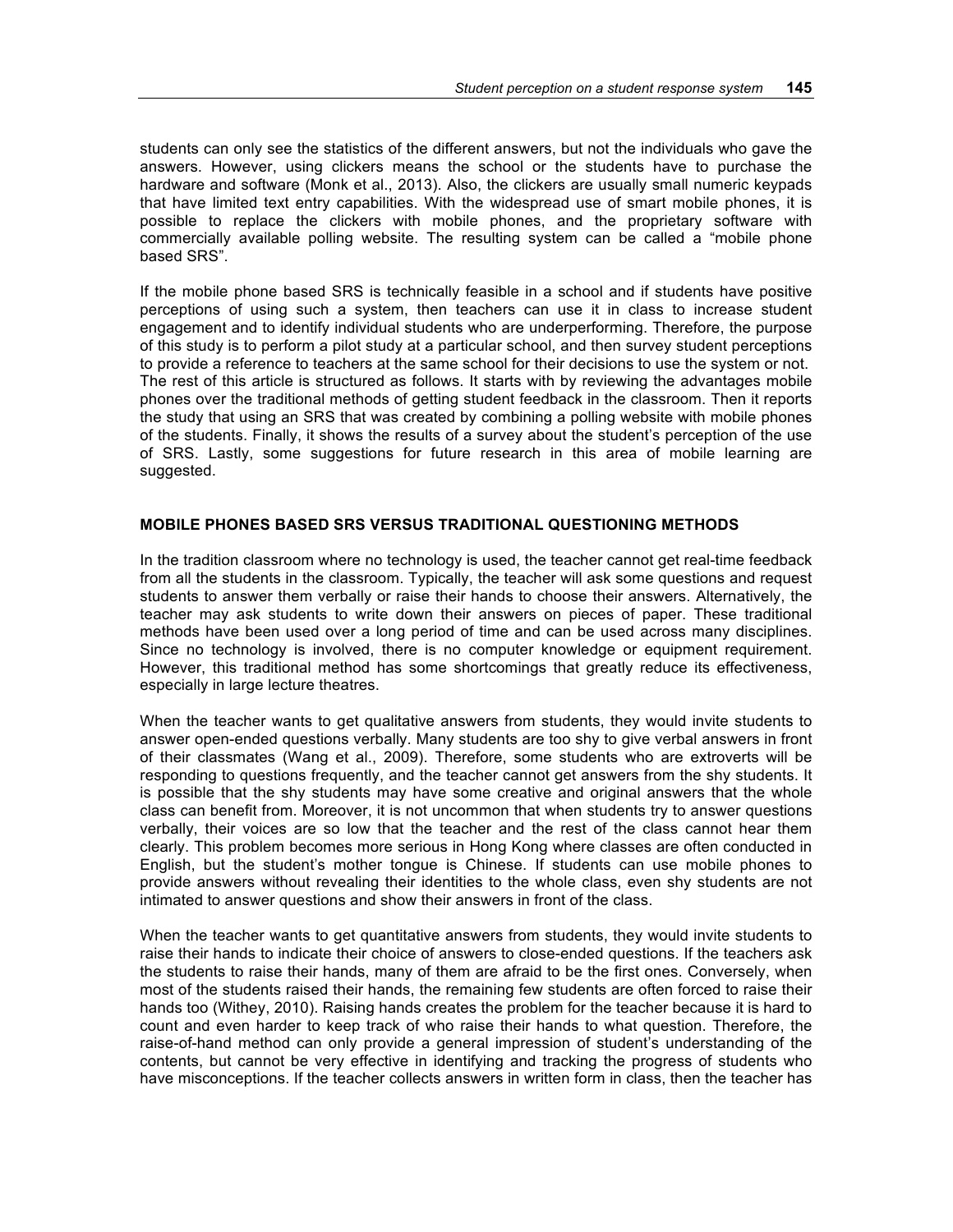students can only see the statistics of the different answers, but not the individuals who gave the answers. However, using clickers means the school or the students have to purchase the hardware and software (Monk et al., 2013). Also, the clickers are usually small numeric keypads that have limited text entry capabilities. With the widespread use of smart mobile phones, it is possible to replace the clickers with mobile phones, and the proprietary software with commercially available polling website. The resulting system can be called a "mobile phone based SRS".

If the mobile phone based SRS is technically feasible in a school and if students have positive perceptions of using such a system, then teachers can use it in class to increase student engagement and to identify individual students who are underperforming. Therefore, the purpose of this study is to perform a pilot study at a particular school, and then survey student perceptions to provide a reference to teachers at the same school for their decisions to use the system or not. The rest of this article is structured as follows. It starts with by reviewing the advantages mobile phones over the traditional methods of getting student feedback in the classroom. Then it reports the study that using an SRS that was created by combining a polling website with mobile phones of the students. Finally, it shows the results of a survey about the student's perception of the use of SRS. Lastly, some suggestions for future research in this area of mobile learning are suggested.

## MOBILE PHONES BASED SRS VERSUS TRADITIONAL QUESTIONING METHODS

In the tradition classroom where no technology is used, the teacher cannot get real-time feedback from all the students in the classroom. Typically, the teacher will ask some questions and request students to answer them verbally or raise their hands to choose their answers. Alternatively, the teacher may ask students to write down their answers on pieces of paper. These traditional methods have been used over a long period of time and can be used across many disciplines. Since no technology is involved, there is no computer knowledge or equipment requirement. However, this traditional method has some shortcomings that greatly reduce its effectiveness, especially in large lecture theatres.

When the teacher wants to get qualitative answers from students, they would invite students to answer open-ended questions verbally. Many students are too shy to give verbal answers in front of their classmates (Wang et al., 2009). Therefore, some students who are extroverts will be responding to questions frequently, and the teacher cannot get answers from the shy students. It is possible that the shy students may have some creative and original answers that the whole class can benefit from. Moreover, it is not uncommon that when students try to answer questions verbally, their voices are so low that the teacher and the rest of the class cannot hear them clearly. This problem becomes more serious in Hong Kong where classes are often conducted in English, but the student's mother tongue is Chinese. If students can use mobile phones to provide answers without revealing their identities to the whole class, even shy students are not intimated to answer questions and show their answers in front of the class.

When the teacher wants to get quantitative answers from students, they would invite students to raise their hands to indicate their choice of answers to close-ended questions. If the teachers ask the students to raise their hands, many of them are afraid to be the first ones. Conversely, when most of the students raised their hands, the remaining few students are often forced to raise their hands too (Withey, 2010). Raising hands creates the problem for the teacher because it is hard to count and even harder to keep track of who raise their hands to what question. Therefore, the raise-of-hand method can only provide a general impression of student's understanding of the contents, but cannot be very effective in identifying and tracking the progress of students who have misconceptions. If the teacher collects answers in written form in class, then the teacher has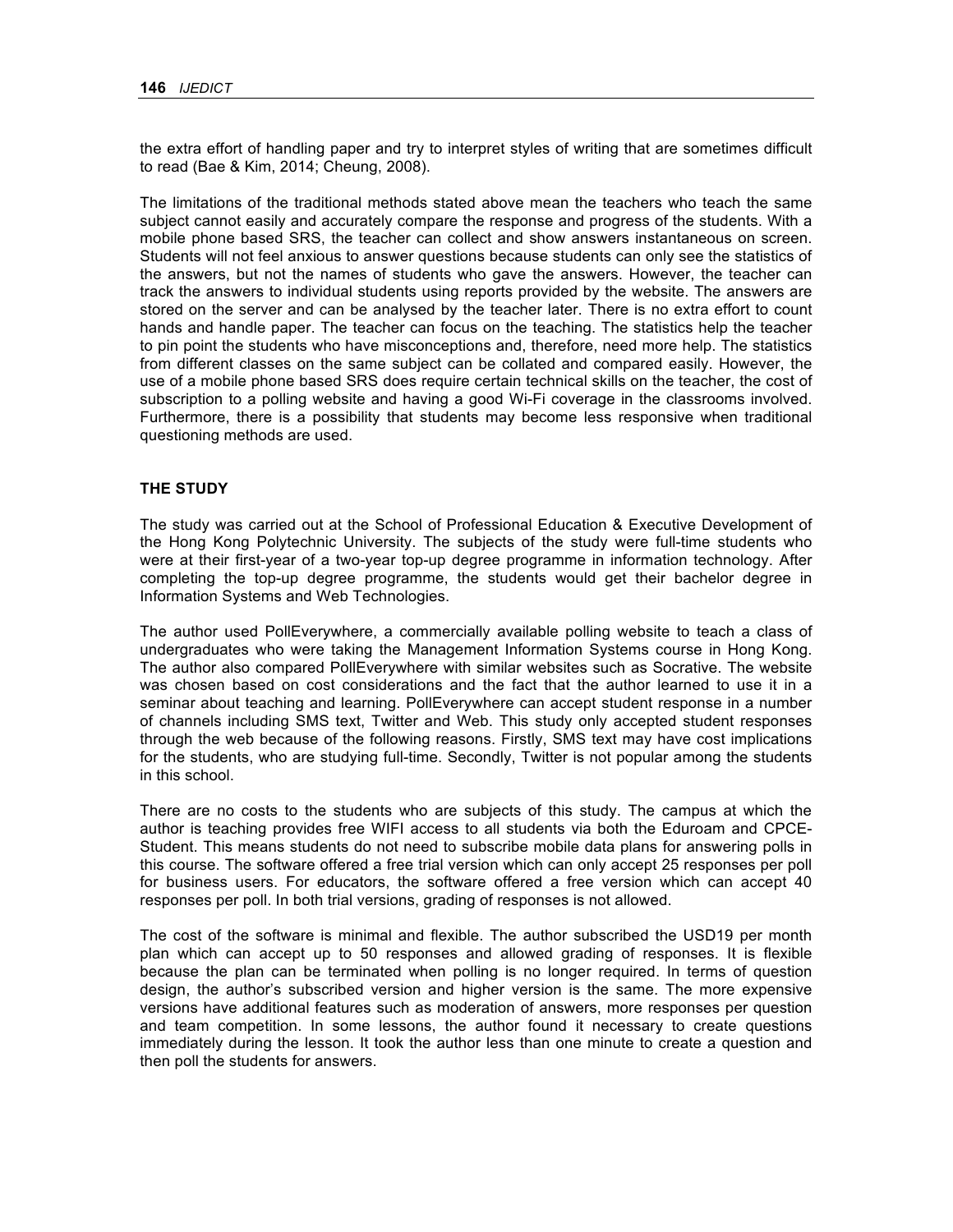the extra effort of handling paper and try to interpret styles of writing that are sometimes difficult to read (Bae & Kim, 2014; Cheung, 2008).

The limitations of the traditional methods stated above mean the teachers who teach the same subject cannot easily and accurately compare the response and progress of the students. With a mobile phone based SRS, the teacher can collect and show answers instantaneous on screen. Students will not feel anxious to answer questions because students can only see the statistics of the answers, but not the names of students who gave the answers. However, the teacher can track the answers to individual students using reports provided by the website. The answers are stored on the server and can be analysed by the teacher later. There is no extra effort to count hands and handle paper. The teacher can focus on the teaching. The statistics help the teacher to pin point the students who have misconceptions and, therefore, need more help. The statistics from different classes on the same subject can be collated and compared easily. However, the use of a mobile phone based SRS does require certain technical skills on the teacher, the cost of subscription to a polling website and having a good Wi-Fi coverage in the classrooms involved. Furthermore, there is a possibility that students may become less responsive when traditional questioning methods are used.

## THE STUDY

The study was carried out at the School of Professional Education & Executive Development of the Hong Kong Polytechnic University. The subjects of the study were full-time students who were at their first-year of a two-year top-up degree programme in information technology. After completing the top-up degree programme, the students would get their bachelor degree in Information Systems and Web Technologies.

The author used PollEverywhere, a commercially available polling website to teach a class of undergraduates who were taking the Management Information Systems course in Hong Kong. The author also compared PollEverywhere with similar websites such as Socrative. The website was chosen based on cost considerations and the fact that the author learned to use it in a seminar about teaching and learning. PollEverywhere can accept student response in a number of channels including SMS text, Twitter and Web. This study only accepted student responses through the web because of the following reasons. Firstly, SMS text may have cost implications for the students, who are studying full-time. Secondly, Twitter is not popular among the students in this school.

There are no costs to the students who are subjects of this study. The campus at which the author is teaching provides free WIFI access to all students via both the Eduroam and CPCE-Student. This means students do not need to subscribe mobile data plans for answering polls in this course. The software offered a free trial version which can only accept 25 responses per poll for business users. For educators, the software offered a free version which can accept 40 responses per poll. In both trial versions, grading of responses is not allowed.

The cost of the software is minimal and flexible. The author subscribed the USD19 per month plan which can accept up to 50 responses and allowed grading of responses. It is flexible because the plan can be terminated when polling is no longer required. In terms of question design, the author's subscribed version and higher version is the same. The more expensive versions have additional features such as moderation of answers, more responses per question and team competition. In some lessons, the author found it necessary to create questions immediately during the lesson. It took the author less than one minute to create a question and then poll the students for answers.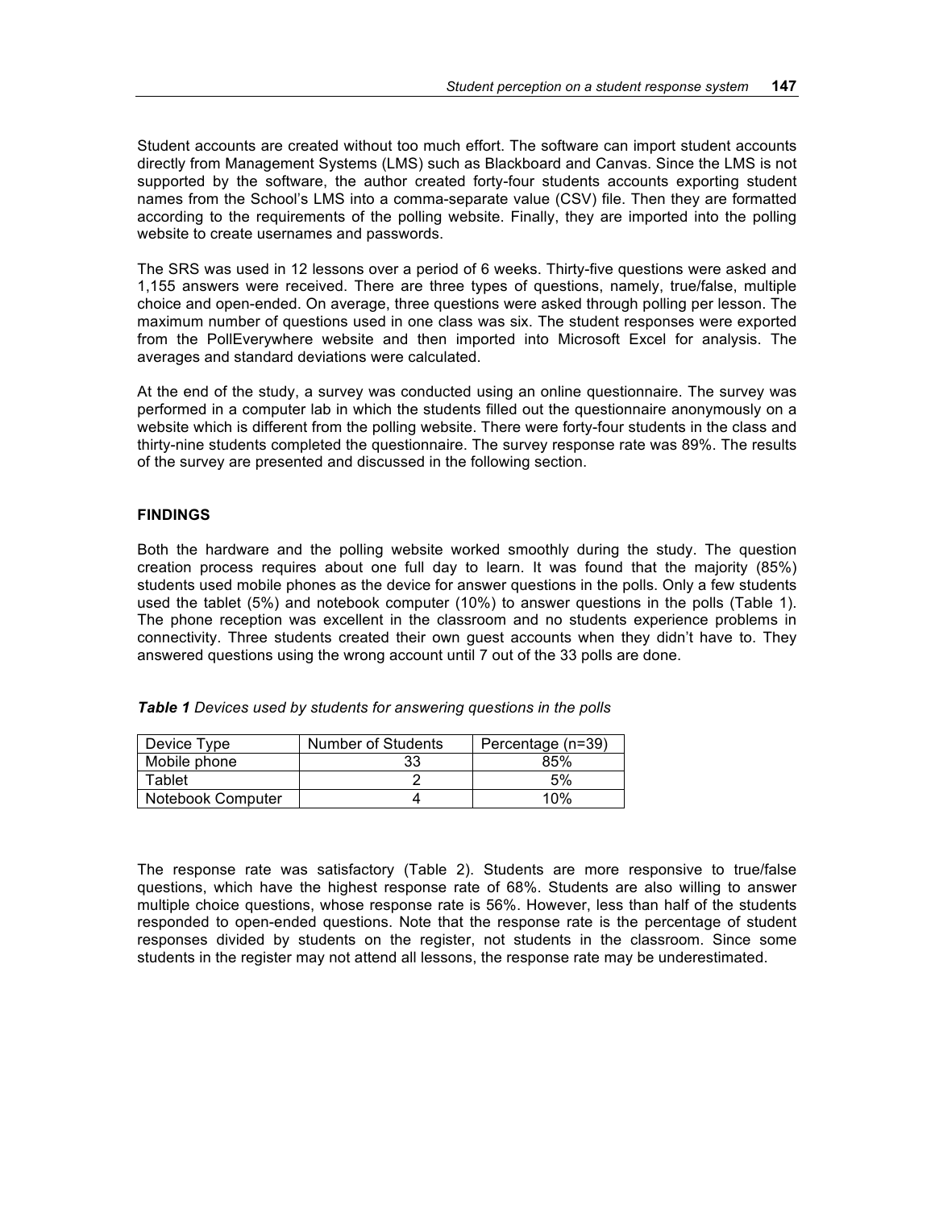Student accounts are created without too much effort. The software can import student accounts directly from Management Systems (LMS) such as Blackboard and Canvas. Since the LMS is not supported by the software, the author created forty-four students accounts exporting student names from the School's LMS into a comma-separate value (CSV) file. Then they are formatted according to the requirements of the polling website. Finally, they are imported into the polling website to create usernames and passwords.

The SRS was used in 12 lessons over a period of 6 weeks. Thirty-five questions were asked and 1,155 answers were received. There are three types of questions, namely, true/false, multiple choice and open-ended. On average, three questions were asked through polling per lesson. The maximum number of questions used in one class was six. The student responses were exported from the PollEverywhere website and then imported into Microsoft Excel for analysis. The averages and standard deviations were calculated.

At the end of the study, a survey was conducted using an online questionnaire. The survey was performed in a computer lab in which the students filled out the questionnaire anonymously on a website which is different from the polling website. There were forty-four students in the class and thirty-nine students completed the questionnaire. The survey response rate was 89%. The results of the survey are presented and discussed in the following section.

## FINDINGS

Both the hardware and the polling website worked smoothly during the study. The question creation process requires about one full day to learn. It was found that the majority (85%) students used mobile phones as the device for answer questions in the polls. Only a few students used the tablet (5%) and notebook computer (10%) to answer questions in the polls (Table 1). The phone reception was excellent in the classroom and no students experience problems in connectivity. Three students created their own guest accounts when they didn't have to. They answered questions using the wrong account until 7 out of the 33 polls are done.

***Table 1*** *Devices used by students for answering questions in the polls*

| Device Type | Number of Students | Percentage (n=39) |
|---|---|---|
| Mobile phone | 33 | 85% |
| Tablet | 2 | 5% |
| Notebook Computer | 4 | 10% |

The response rate was satisfactory (Table 2). Students are more responsive to true/false questions, which have the highest response rate of 68%. Students are also willing to answer multiple choice questions, whose response rate is 56%. However, less than half of the students responded to open-ended questions. Note that the response rate is the percentage of student responses divided by students on the register, not students in the classroom. Since some students in the register may not attend all lessons, the response rate may be underestimated.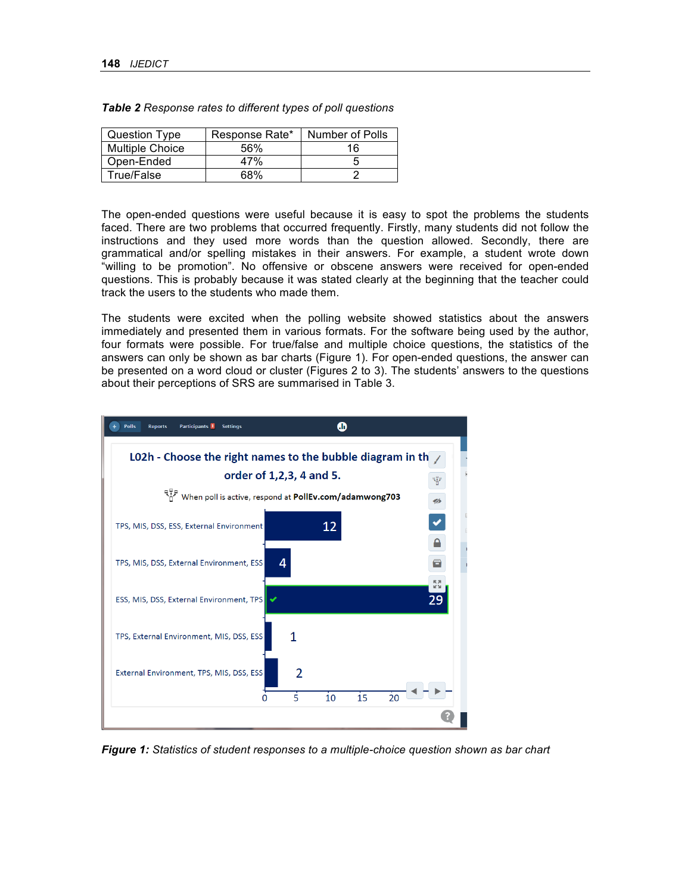*Table 2 Response rates to different types of poll questions*

| Question Type | Response Rate* | Number of Polls |
|---|---|---|
| Multiple Choice | 56% | 16 |
| Open-Ended | 47% | 5 |
| True/False | 68% | 2 |

The open-ended questions were useful because it is easy to spot the problems the students faced. There are two problems that occurred frequently. Firstly, many students did not follow the instructions and they used more words than the question allowed. Secondly, there are grammatical and/or spelling mistakes in their answers. For example, a student wrote down "willing to be promotion". No offensive or obscene answers were received for open-ended questions. This is probably because it was stated clearly at the beginning that the teacher could track the users to the students who made them.

The students were excited when the polling website showed statistics about the answers immediately and presented them in various formats. For the software being used by the author, four formats were possible. For true/false and multiple choice questions, the statistics of the answers can only be shown as bar charts (Figure 1). For open-ended questions, the answer can be presented on a word cloud or cluster (Figures 2 to 3). The students' answers to the questions about their perceptions of SRS are summarised in Table 3.

***Figure 1:*** *Statistics of student responses to a multiple-choice question shown as bar chart*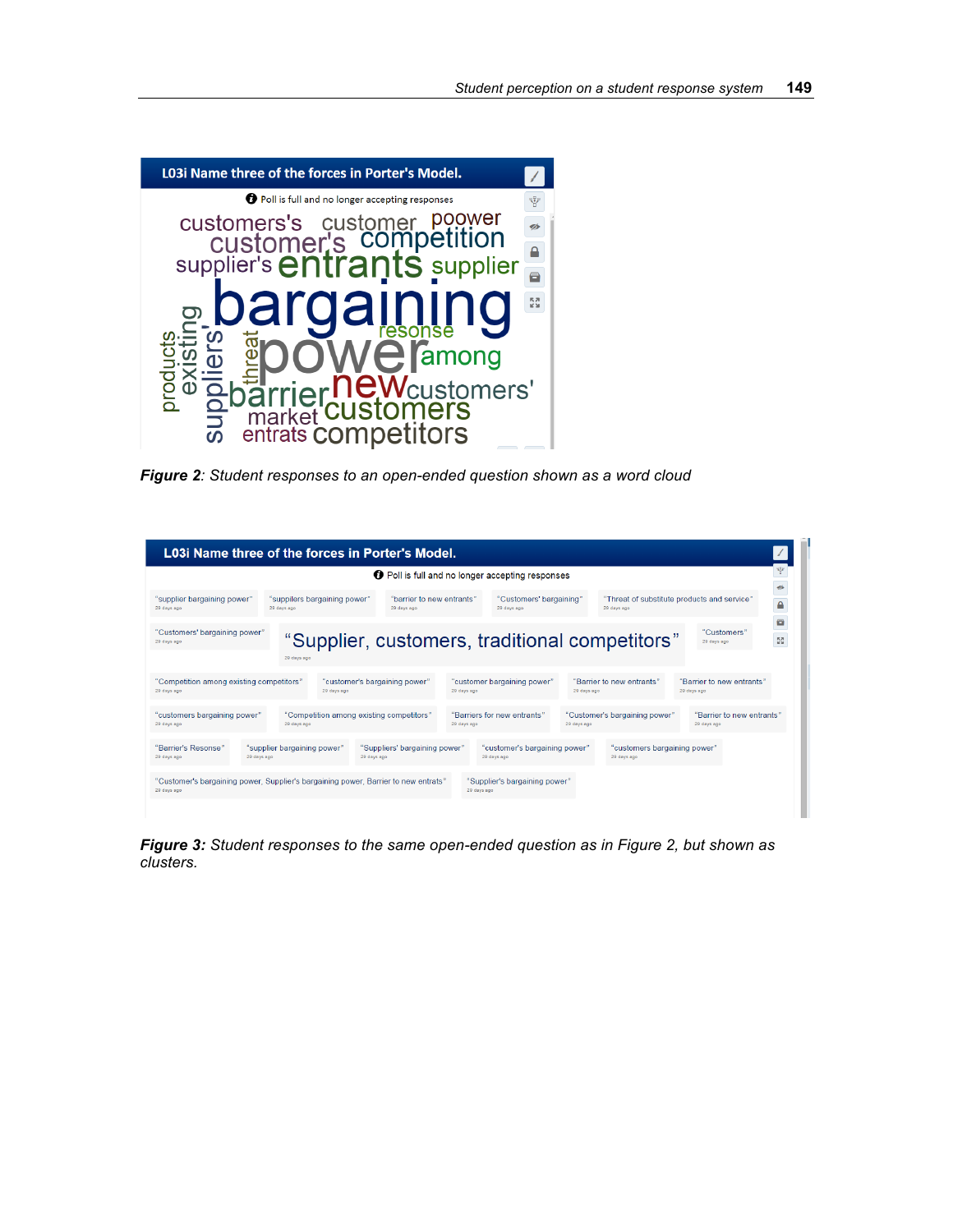*Figure 2*: Student responses to an open-ended question shown as a word cloud

*Figure 3:* Student responses to the same open-ended question as in Figure 2, but shown as clusters.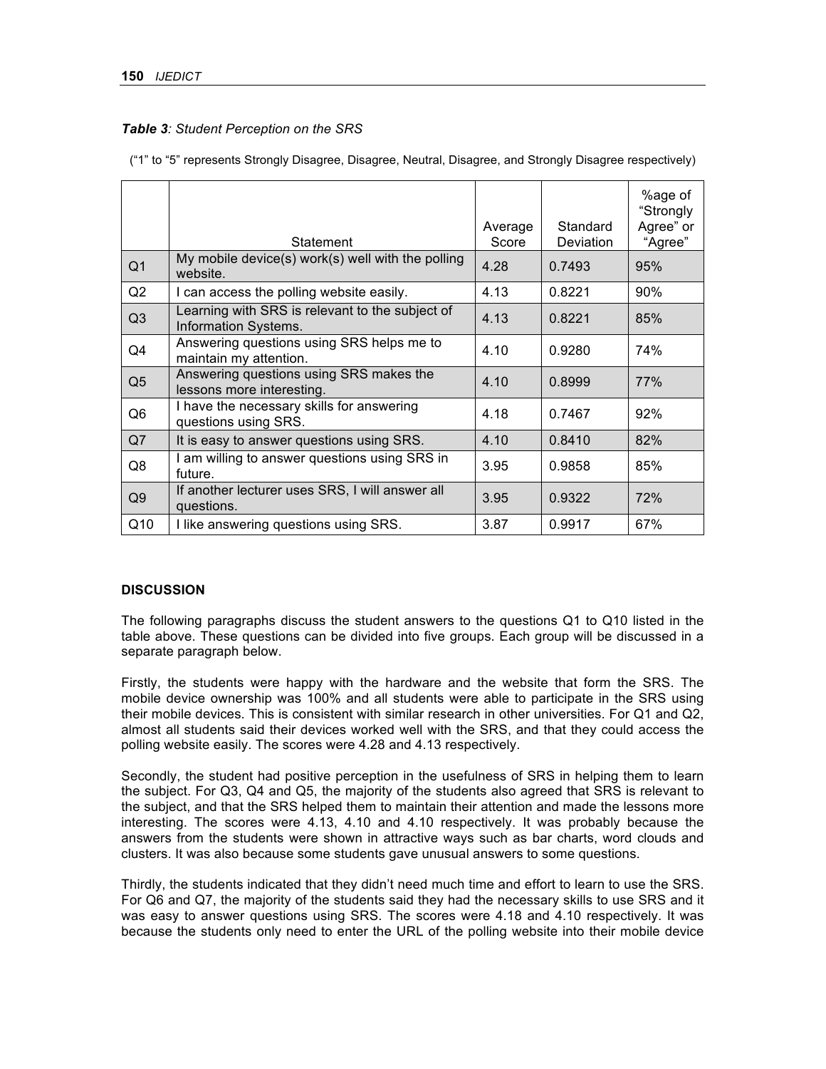***Table 3**: Student Perception on the SRS*

("1" to "5" represents Strongly Disagree, Disagree, Neutral, Disagree, and Strongly Disagree respectively)

| | Statement | Average Score | Standard Deviation | %age of "Strongly Agree" or "Agree" |
|---|---|---|---|---|
| Q1 | My mobile device(s) work(s) well with the polling website. | 4.28 | 0.7493 | 95% |
| Q2 | I can access the polling website easily. | 4.13 | 0.8221 | 90% |
| Q3 | Learning with SRS is relevant to the subject of Information Systems. | 4.13 | 0.8221 | 85% |
| Q4 | Answering questions using SRS helps me to maintain my attention. | 4.10 | 0.9280 | 74% |
| Q5 | Answering questions using SRS makes the lessons more interesting. | 4.10 | 0.8999 | 77% |
| Q6 | I have the necessary skills for answering questions using SRS. | 4.18 | 0.7467 | 92% |
| Q7 | It is easy to answer questions using SRS. | 4.10 | 0.8410 | 82% |
| Q8 | I am willing to answer questions using SRS in future. | 3.95 | 0.9858 | 85% |
| Q9 | If another lecturer uses SRS, I will answer all questions. | 3.95 | 0.9322 | 72% |
| Q10 | I like answering questions using SRS. | 3.87 | 0.9917 | 67% |

## DISCUSSION

The following paragraphs discuss the student answers to the questions Q1 to Q10 listed in the table above. These questions can be divided into five groups. Each group will be discussed in a separate paragraph below.

Firstly, the students were happy with the hardware and the website that form the SRS. The mobile device ownership was 100% and all students were able to participate in the SRS using their mobile devices. This is consistent with similar research in other universities. For Q1 and Q2, almost all students said their devices worked well with the SRS, and that they could access the polling website easily. The scores were 4.28 and 4.13 respectively.

Secondly, the student had positive perception in the usefulness of SRS in helping them to learn the subject. For Q3, Q4 and Q5, the majority of the students also agreed that SRS is relevant to the subject, and that the SRS helped them to maintain their attention and made the lessons more interesting. The scores were 4.13, 4.10 and 4.10 respectively. It was probably because the answers from the students were shown in attractive ways such as bar charts, word clouds and clusters. It was also because some students gave unusual answers to some questions.

Thirdly, the students indicated that they didn't need much time and effort to learn to use the SRS. For Q6 and Q7, the majority of the students said they had the necessary skills to use SRS and it was easy to answer questions using SRS. The scores were 4.18 and 4.10 respectively. It was because the students only need to enter the URL of the polling website into their mobile device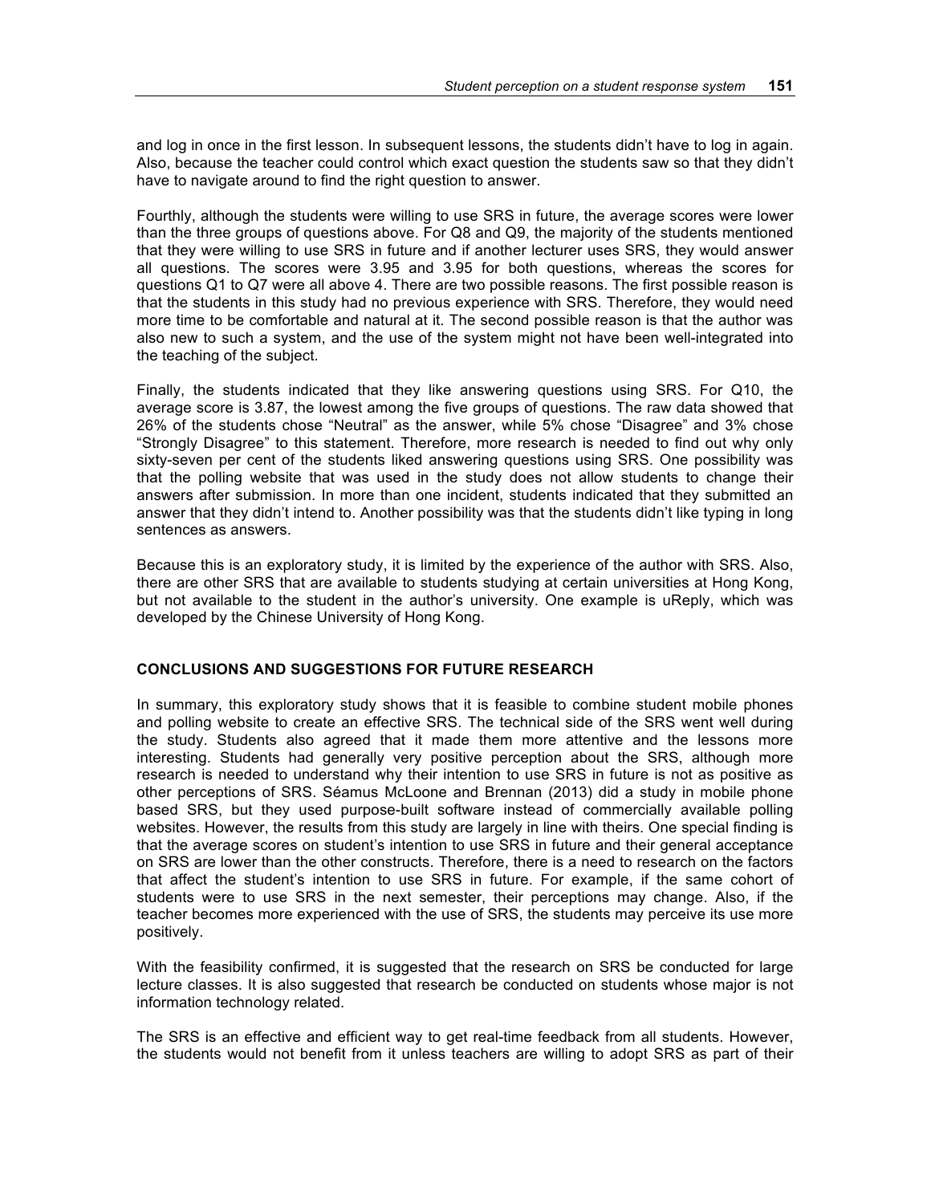and log in once in the first lesson. In subsequent lessons, the students didn't have to log in again. Also, because the teacher could control which exact question the students saw so that they didn't have to navigate around to find the right question to answer.

Fourthly, although the students were willing to use SRS in future, the average scores were lower than the three groups of questions above. For Q8 and Q9, the majority of the students mentioned that they were willing to use SRS in future and if another lecturer uses SRS, they would answer all questions. The scores were 3.95 and 3.95 for both questions, whereas the scores for questions Q1 to Q7 were all above 4. There are two possible reasons. The first possible reason is that the students in this study had no previous experience with SRS. Therefore, they would need more time to be comfortable and natural at it. The second possible reason is that the author was also new to such a system, and the use of the system might not have been well-integrated into the teaching of the subject.

Finally, the students indicated that they like answering questions using SRS. For Q10, the average score is 3.87, the lowest among the five groups of questions. The raw data showed that 26% of the students chose "Neutral" as the answer, while 5% chose "Disagree" and 3% chose "Strongly Disagree" to this statement. Therefore, more research is needed to find out why only sixty-seven per cent of the students liked answering questions using SRS. One possibility was that the polling website that was used in the study does not allow students to change their answers after submission. In more than one incident, students indicated that they submitted an answer that they didn't intend to. Another possibility was that the students didn't like typing in long sentences as answers.

Because this is an exploratory study, it is limited by the experience of the author with SRS. Also, there are other SRS that are available to students studying at certain universities at Hong Kong, but not available to the student in the author's university. One example is uReply, which was developed by the Chinese University of Hong Kong.

## CONCLUSIONS AND SUGGESTIONS FOR FUTURE RESEARCH

In summary, this exploratory study shows that it is feasible to combine student mobile phones and polling website to create an effective SRS. The technical side of the SRS went well during the study. Students also agreed that it made them more attentive and the lessons more interesting. Students had generally very positive perception about the SRS, although more research is needed to understand why their intention to use SRS in future is not as positive as other perceptions of SRS. Séamus McLoone and Brennan (2013) did a study in mobile phone based SRS, but they used purpose-built software instead of commercially available polling websites. However, the results from this study are largely in line with theirs. One special finding is that the average scores on student's intention to use SRS in future and their general acceptance on SRS are lower than the other constructs. Therefore, there is a need to research on the factors that affect the student's intention to use SRS in future. For example, if the same cohort of students were to use SRS in the next semester, their perceptions may change. Also, if the teacher becomes more experienced with the use of SRS, the students may perceive its use more positively.

With the feasibility confirmed, it is suggested that the research on SRS be conducted for large lecture classes. It is also suggested that research be conducted on students whose major is not information technology related.

The SRS is an effective and efficient way to get real-time feedback from all students. However, the students would not benefit from it unless teachers are willing to adopt SRS as part of their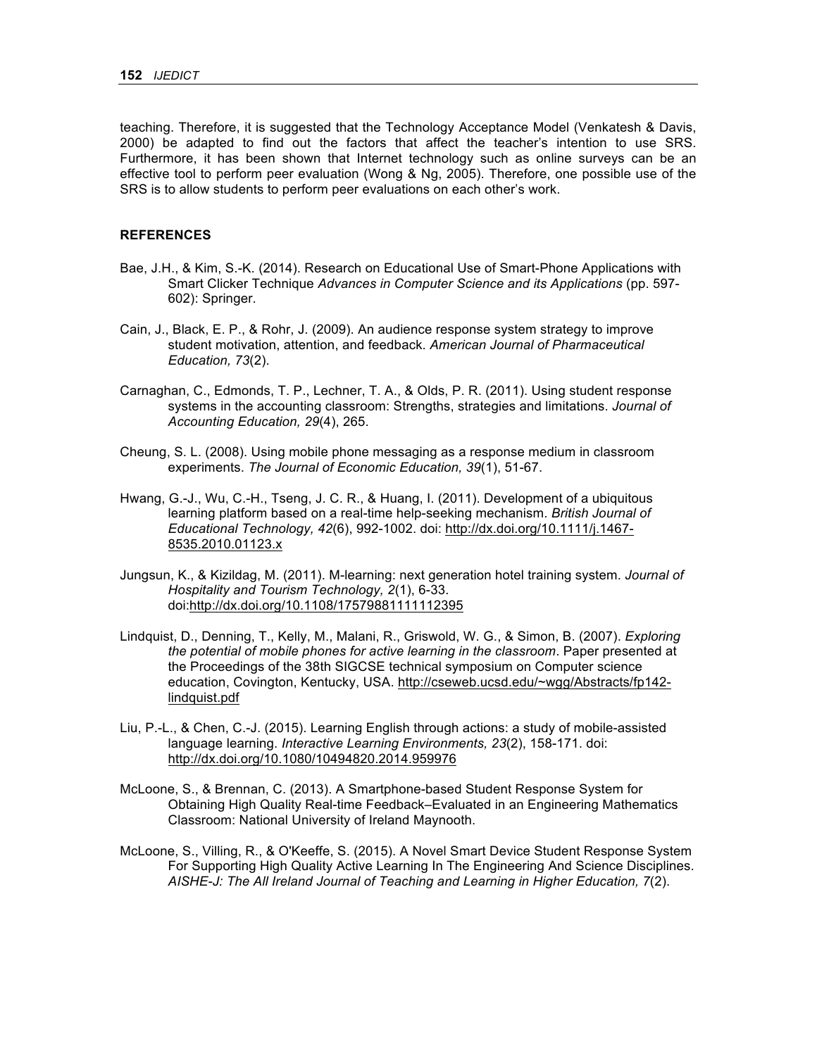teaching. Therefore, it is suggested that the Technology Acceptance Model (Venkatesh & Davis, 2000) be adapted to find out the factors that affect the teacher's intention to use SRS. Furthermore, it has been shown that Internet technology such as online surveys can be an effective tool to perform peer evaluation (Wong & Ng, 2005). Therefore, one possible use of the SRS is to allow students to perform peer evaluations on each other's work.

## REFERENCES

Bae, J.H., & Kim, S.-K. (2014). Research on Educational Use of Smart-Phone Applications with Smart Clicker Technique *Advances in Computer Science and its Applications* (pp. 597-602): Springer.

Cain, J., Black, E. P., & Rohr, J. (2009). An audience response system strategy to improve student motivation, attention, and feedback. *American Journal of Pharmaceutical Education, 73*(2).

Carnaghan, C., Edmonds, T. P., Lechner, T. A., & Olds, P. R. (2011). Using student response systems in the accounting classroom: Strengths, strategies and limitations. *Journal of Accounting Education, 29*(4), 265.

Cheung, S. L. (2008). Using mobile phone messaging as a response medium in classroom experiments. *The Journal of Economic Education, 39*(1), 51-67.

Hwang, G.-J., Wu, C.-H., Tseng, J. C. R., & Huang, I. (2011). Development of a ubiquitous learning platform based on a real-time help-seeking mechanism. *British Journal of Educational Technology, 42*(6), 992-1002. doi: http://dx.doi.org/10.1111/j.1467-8535.2010.01123.x

Jungsun, K., & Kizildag, M. (2011). M-learning: next generation hotel training system. *Journal of Hospitality and Tourism Technology, 2*(1), 6-33. doi:http://dx.doi.org/10.1108/17579881111112395

Lindquist, D., Denning, T., Kelly, M., Malani, R., Griswold, W. G., & Simon, B. (2007). *Exploring the potential of mobile phones for active learning in the classroom*. Paper presented at the Proceedings of the 38th SIGCSE technical symposium on Computer science education, Covington, Kentucky, USA. http://cseweb.ucsd.edu/~wgg/Abstracts/fp142-lindquist.pdf

Liu, P.-L., & Chen, C.-J. (2015). Learning English through actions: a study of mobile-assisted language learning. *Interactive Learning Environments, 23*(2), 158-171. doi: http://dx.doi.org/10.1080/10494820.2014.959976

McLoone, S., & Brennan, C. (2013). A Smartphone-based Student Response System for Obtaining High Quality Real-time Feedback–Evaluated in an Engineering Mathematics Classroom: National University of Ireland Maynooth.

McLoone, S., Villing, R., & O'Keeffe, S. (2015). A Novel Smart Device Student Response System For Supporting High Quality Active Learning In The Engineering And Science Disciplines. *AISHE-J: The All Ireland Journal of Teaching and Learning in Higher Education, 7*(2).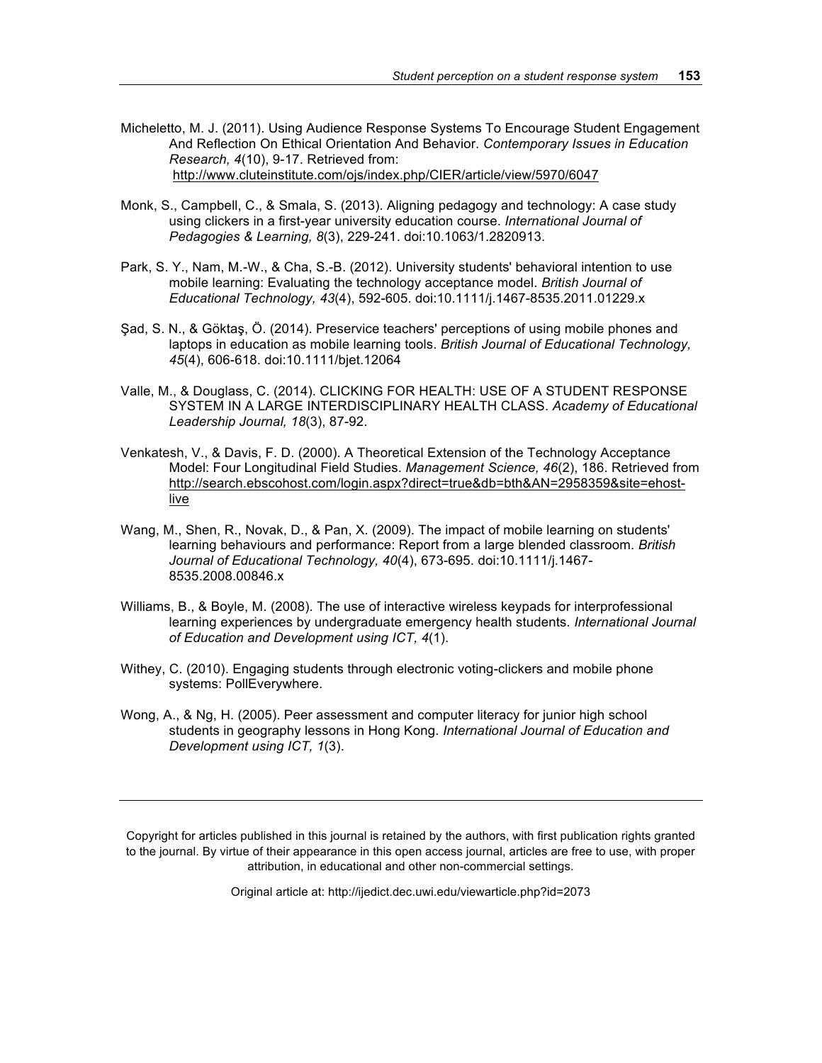Micheletto, M. J. (2011). Using Audience Response Systems To Encourage Student Engagement And Reflection On Ethical Orientation And Behavior. *Contemporary Issues in Education Research, 4*(10), 9-17. Retrieved from: http://www.cluteinstitute.com/ojs/index.php/CIER/article/view/5970/6047

Monk, S., Campbell, C., & Smala, S. (2013). Aligning pedagogy and technology: A case study using clickers in a first-year university education course. *International Journal of Pedagogies & Learning, 8*(3), 229-241. doi:10.1063/1.2820913.

Park, S. Y., Nam, M.-W., & Cha, S.-B. (2012). University students' behavioral intention to use mobile learning: Evaluating the technology acceptance model. *British Journal of Educational Technology, 43*(4), 592-605. doi:10.1111/j.1467-8535.2011.01229.x

Şad, S. N., & Göktaş, Ö. (2014). Preservice teachers' perceptions of using mobile phones and laptops in education as mobile learning tools. *British Journal of Educational Technology, 45*(4), 606-618. doi:10.1111/bjet.12064

Valle, M., & Douglass, C. (2014). CLICKING FOR HEALTH: USE OF A STUDENT RESPONSE SYSTEM IN A LARGE INTERDISCIPLINARY HEALTH CLASS. *Academy of Educational Leadership Journal, 18*(3), 87-92.

Venkatesh, V., & Davis, F. D. (2000). A Theoretical Extension of the Technology Acceptance Model: Four Longitudinal Field Studies. *Management Science, 46*(2), 186. Retrieved from http://search.ebscohost.com/login.aspx?direct=true&db=bth&AN=2958359&site=ehost-live

Wang, M., Shen, R., Novak, D., & Pan, X. (2009). The impact of mobile learning on students' learning behaviours and performance: Report from a large blended classroom. *British Journal of Educational Technology, 40*(4), 673-695. doi:10.1111/j.1467-8535.2008.00846.x

Williams, B., & Boyle, M. (2008). The use of interactive wireless keypads for interprofessional learning experiences by undergraduate emergency health students. *International Journal of Education and Development using ICT, 4*(1).

Withey, C. (2010). Engaging students through electronic voting-clickers and mobile phone systems: PollEverywhere.

Wong, A., & Ng, H. (2005). Peer assessment and computer literacy for junior high school students in geography lessons in Hong Kong. *International Journal of Education and Development using ICT, 1*(3).

---

Copyright for articles published in this journal is retained by the authors, with first publication rights granted to the journal. By virtue of their appearance in this open access journal, articles are free to use, with proper attribution, in educational and other non-commercial settings.

Original article at: http://ijedict.dec.uwi.edu/viewarticle.php?id=2073